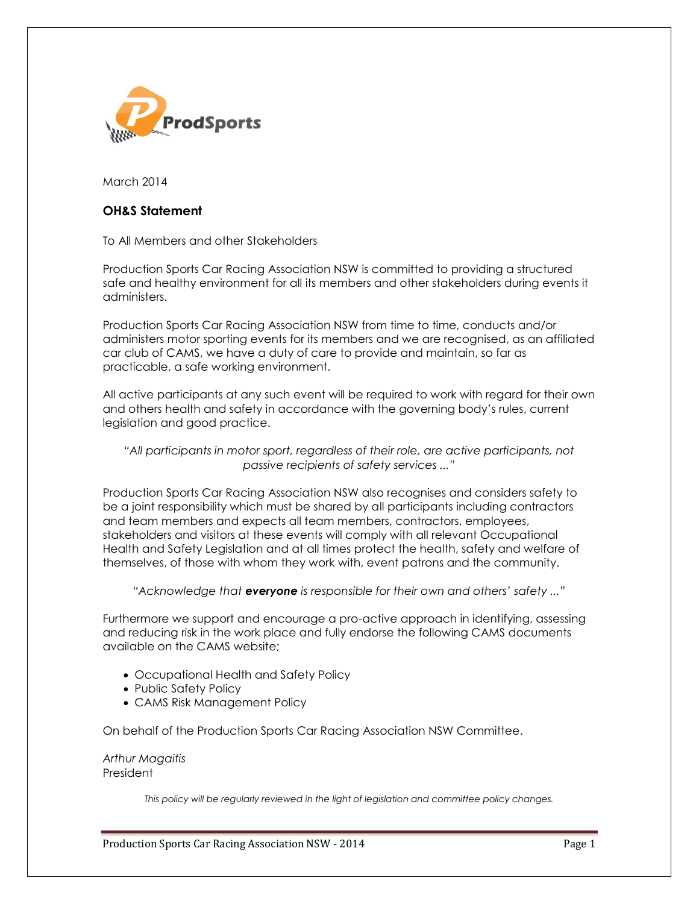March 2014

## OH&S Statement

To All Members and other Stakeholders

Production Sports Car Racing Association NSW is committed to providing a structured safe and healthy environment for all its members and other stakeholders during events it administers.

Production Sports Car Racing Association NSW from time to time, conducts and/or administers motor sporting events for its members and we are recognised, as an affiliated car club of CAMS, we have a duty of care to provide and maintain, so far as practicable, a safe working environment.

All active participants at any such event will be required to work with regard for their own and others health and safety in accordance with the governing body's rules, current legislation and good practice.

*"All participants in motor sport, regardless of their role, are active participants, not passive recipients of safety services ..."*

Production Sports Car Racing Association NSW also recognises and considers safety to be a joint responsibility which must be shared by all participants including contractors and team members and expects all team members, contractors, employees, stakeholders and visitors at these events will comply with all relevant Occupational Health and Safety Legislation and at all times protect the health, safety and welfare of themselves, of those with whom they work with, event patrons and the community.

*"Acknowledge that **everyone** is responsible for their own and others' safety ..."*

Furthermore we support and encourage a pro-active approach in identifying, assessing and reducing risk in the work place and fully endorse the following CAMS documents available on the CAMS website;

- Occupational Health and Safety Policy
- Public Safety Policy
- CAMS Risk Management Policy

On behalf of the Production Sports Car Racing Association NSW Committee.

*Arthur Magaitis*
President

*This policy will be regularly reviewed in the light of legislation and committee policy changes.*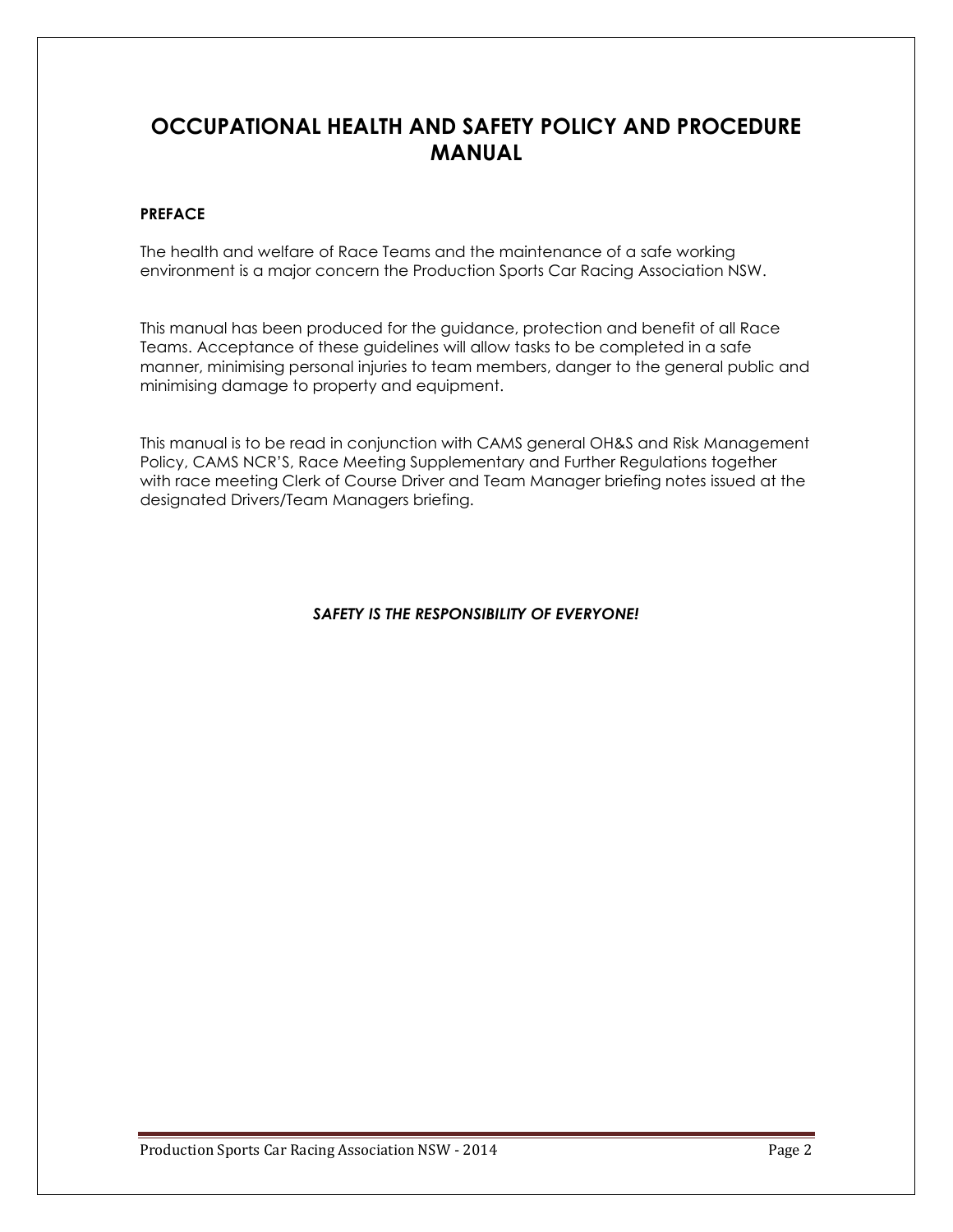# OCCUPATIONAL HEALTH AND SAFETY POLICY AND PROCEDURE MANUAL

**PREFACE**

The health and welfare of Race Teams and the maintenance of a safe working environment is a major concern the Production Sports Car Racing Association NSW.

This manual has been produced for the guidance, protection and benefit of all Race Teams. Acceptance of these guidelines will allow tasks to be completed in a safe manner, minimising personal injuries to team members, danger to the general public and minimising damage to property and equipment.

This manual is to be read in conjunction with CAMS general OH&S and Risk Management Policy, CAMS NCR'S, Race Meeting Supplementary and Further Regulations together with race meeting Clerk of Course Driver and Team Manager briefing notes issued at the designated Drivers/Team Managers briefing.

***SAFETY IS THE RESPONSIBILITY OF EVERYONE!***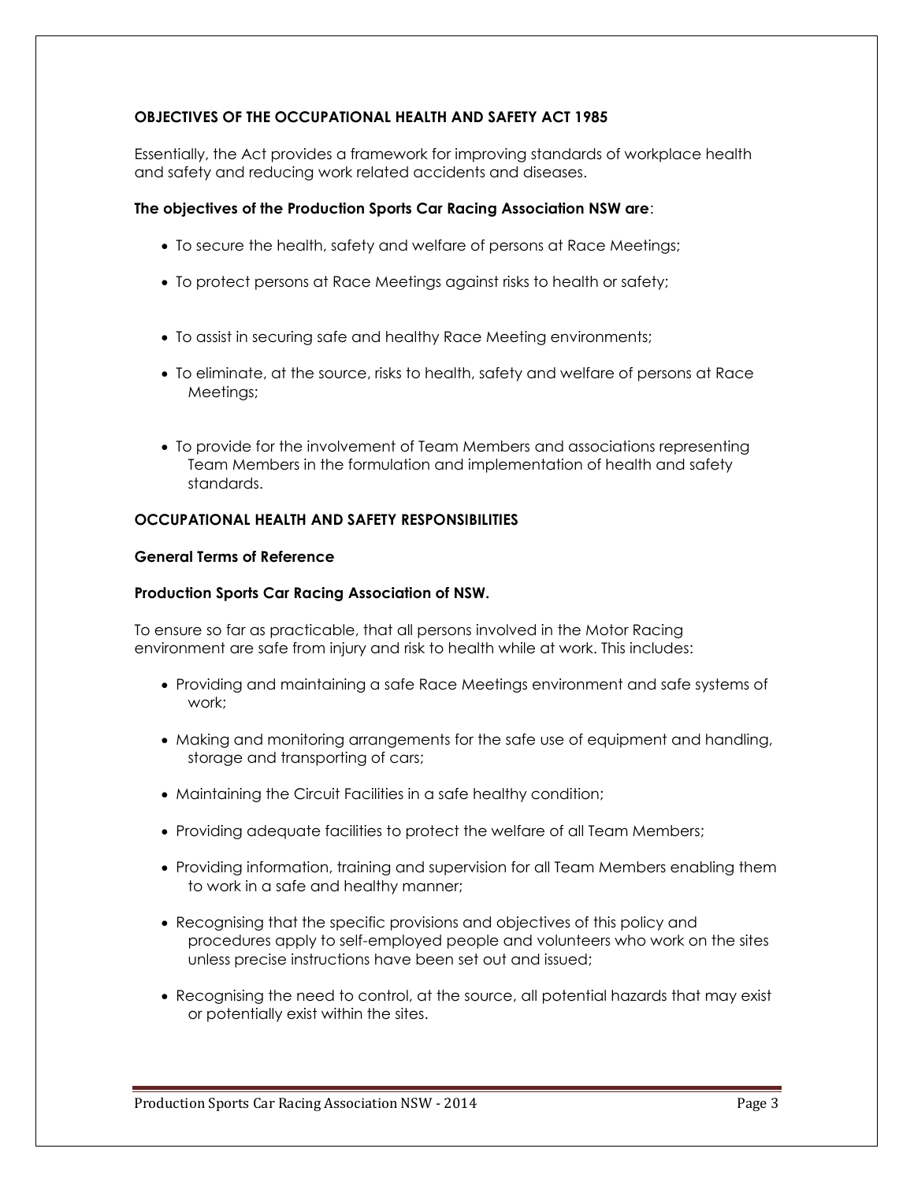## OBJECTIVES OF THE OCCUPATIONAL HEALTH AND SAFETY ACT 1985

Essentially, the Act provides a framework for improving standards of workplace health and safety and reducing work related accidents and diseases.

**The objectives of the Production Sports Car Racing Association NSW are**:

- To secure the health, safety and welfare of persons at Race Meetings;
- To protect persons at Race Meetings against risks to health or safety;
- To assist in securing safe and healthy Race Meeting environments;
- To eliminate, at the source, risks to health, safety and welfare of persons at Race Meetings;
- To provide for the involvement of Team Members and associations representing Team Members in the formulation and implementation of health and safety standards.

## OCCUPATIONAL HEALTH AND SAFETY RESPONSIBILITIES

### General Terms of Reference

### Production Sports Car Racing Association of NSW.

To ensure so far as practicable, that all persons involved in the Motor Racing environment are safe from injury and risk to health while at work. This includes:

- Providing and maintaining a safe Race Meetings environment and safe systems of work;
- Making and monitoring arrangements for the safe use of equipment and handling, storage and transporting of cars;
- Maintaining the Circuit Facilities in a safe healthy condition;
- Providing adequate facilities to protect the welfare of all Team Members;
- Providing information, training and supervision for all Team Members enabling them to work in a safe and healthy manner;
- Recognising that the specific provisions and objectives of this policy and procedures apply to self-employed people and volunteers who work on the sites unless precise instructions have been set out and issued;
- Recognising the need to control, at the source, all potential hazards that may exist or potentially exist within the sites.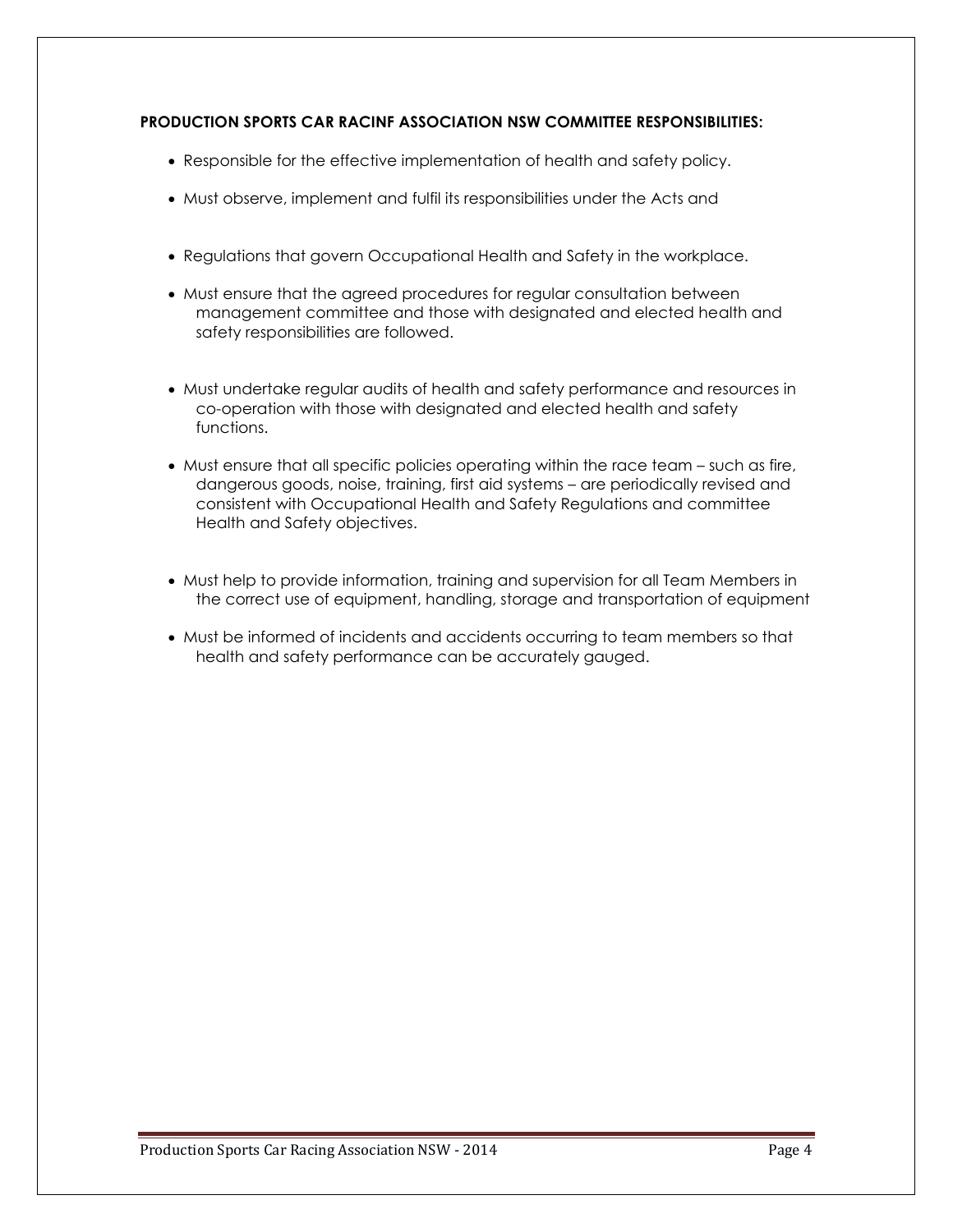**PRODUCTION SPORTS CAR RACINF ASSOCIATION NSW COMMITTEE RESPONSIBILITIES:**

- Responsible for the effective implementation of health and safety policy.
- Must observe, implement and fulfil its responsibilities under the Acts and
- Regulations that govern Occupational Health and Safety in the workplace.
- Must ensure that the agreed procedures for regular consultation between management committee and those with designated and elected health and safety responsibilities are followed.
- Must undertake regular audits of health and safety performance and resources in co-operation with those with designated and elected health and safety functions.
- Must ensure that all specific policies operating within the race team – such as fire, dangerous goods, noise, training, first aid systems – are periodically revised and consistent with Occupational Health and Safety Regulations and committee Health and Safety objectives.
- Must help to provide information, training and supervision for all Team Members in the correct use of equipment, handling, storage and transportation of equipment
- Must be informed of incidents and accidents occurring to team members so that health and safety performance can be accurately gauged.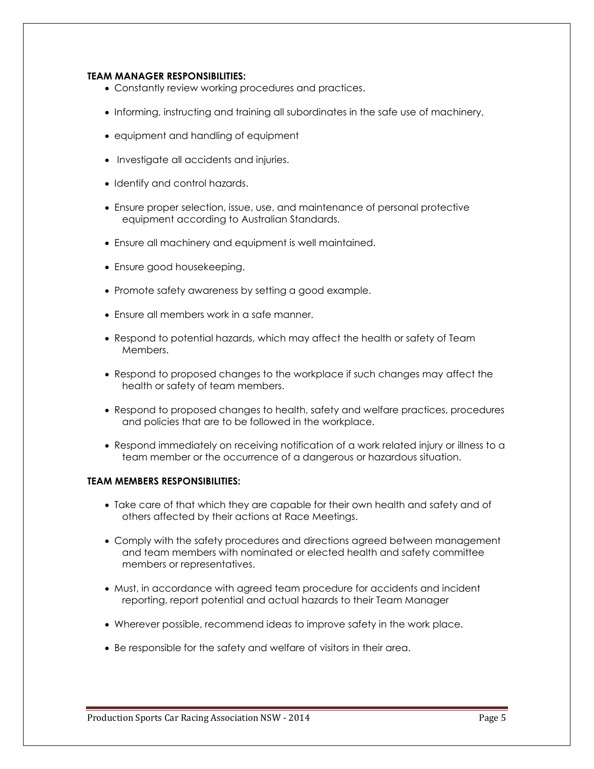**TEAM MANAGER RESPONSIBILITIES:**

- Constantly review working procedures and practices.
- Informing, instructing and training all subordinates in the safe use of machinery,
- equipment and handling of equipment
- Investigate all accidents and injuries.
- Identify and control hazards.
- Ensure proper selection, issue, use, and maintenance of personal protective equipment according to Australian Standards.
- Ensure all machinery and equipment is well maintained.
- Ensure good housekeeping.
- Promote safety awareness by setting a good example.
- Ensure all members work in a safe manner.
- Respond to potential hazards, which may affect the health or safety of Team Members.
- Respond to proposed changes to the workplace if such changes may affect the health or safety of team members.
- Respond to proposed changes to health, safety and welfare practices, procedures and policies that are to be followed in the workplace.
- Respond immediately on receiving notification of a work related injury or illness to a team member or the occurrence of a dangerous or hazardous situation.

**TEAM MEMBERS RESPONSIBILITIES:**

- Take care of that which they are capable for their own health and safety and of others affected by their actions at Race Meetings.
- Comply with the safety procedures and directions agreed between management and team members with nominated or elected health and safety committee members or representatives.
- Must, in accordance with agreed team procedure for accidents and incident reporting, report potential and actual hazards to their Team Manager
- Wherever possible, recommend ideas to improve safety in the work place.
- Be responsible for the safety and welfare of visitors in their area.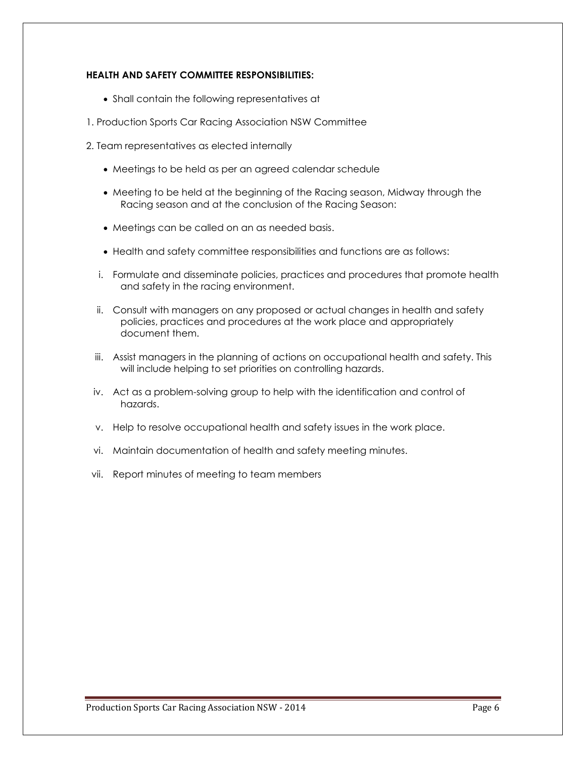**HEALTH AND SAFETY COMMITTEE RESPONSIBILITIES:**

- Shall contain the following representatives at

1. Production Sports Car Racing Association NSW Committee
2. Team representatives as elected internally

- Meetings to be held as per an agreed calendar schedule
- Meeting to be held at the beginning of the Racing season, Midway through the Racing season and at the conclusion of the Racing Season:
- Meetings can be called on an as needed basis.
- Health and safety committee responsibilities and functions are as follows:

i. Formulate and disseminate policies, practices and procedures that promote health and safety in the racing environment.

ii. Consult with managers on any proposed or actual changes in health and safety policies, practices and procedures at the work place and appropriately document them.

iii. Assist managers in the planning of actions on occupational health and safety. This will include helping to set priorities on controlling hazards.

iv. Act as a problem-solving group to help with the identification and control of hazards.

v. Help to resolve occupational health and safety issues in the work place.

vi. Maintain documentation of health and safety meeting minutes.

vii. Report minutes of meeting to team members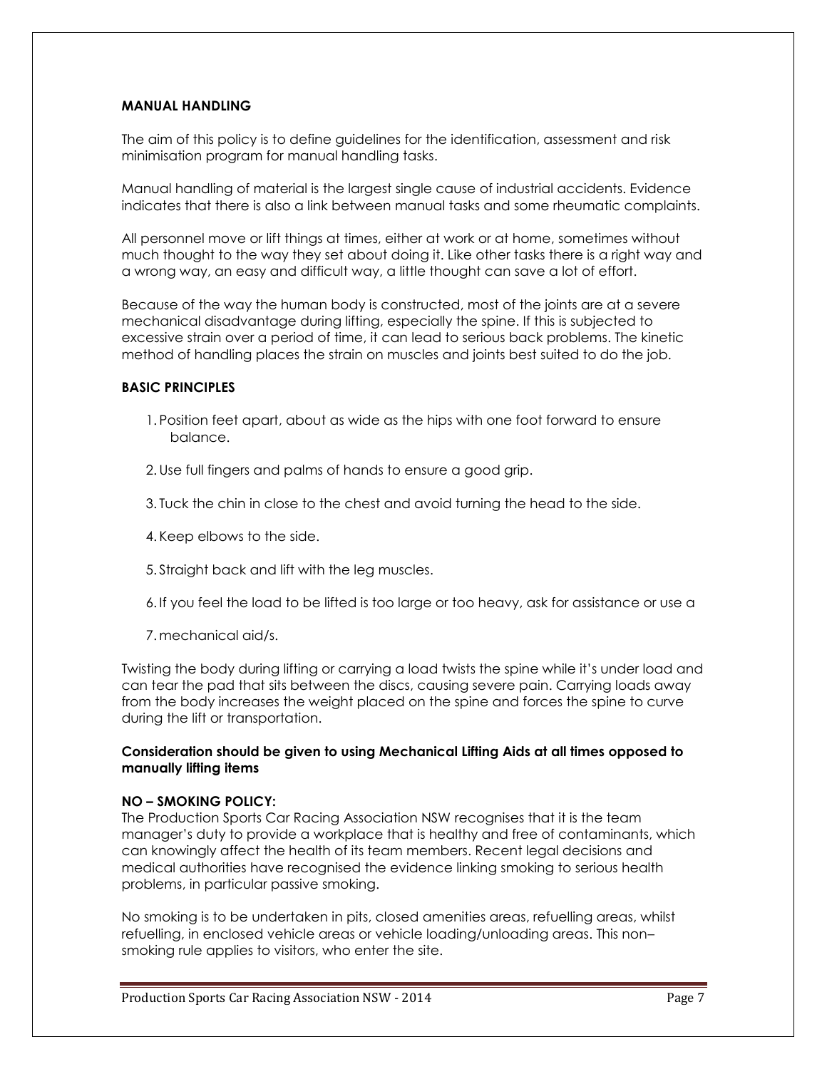**MANUAL HANDLING**

The aim of this policy is to define guidelines for the identification, assessment and risk minimisation program for manual handling tasks.

Manual handling of material is the largest single cause of industrial accidents. Evidence indicates that there is also a link between manual tasks and some rheumatic complaints.

All personnel move or lift things at times, either at work or at home, sometimes without much thought to the way they set about doing it. Like other tasks there is a right way and a wrong way, an easy and difficult way, a little thought can save a lot of effort.

Because of the way the human body is constructed, most of the joints are at a severe mechanical disadvantage during lifting, especially the spine. If this is subjected to excessive strain over a period of time, it can lead to serious back problems. The kinetic method of handling places the strain on muscles and joints best suited to do the job.

**BASIC PRINCIPLES**

1. Position feet apart, about as wide as the hips with one foot forward to ensure balance.
2. Use full fingers and palms of hands to ensure a good grip.
3. Tuck the chin in close to the chest and avoid turning the head to the side.
4. Keep elbows to the side.
5. Straight back and lift with the leg muscles.
6. If you feel the load to be lifted is too large or too heavy, ask for assistance or use a
7. mechanical aid/s.

Twisting the body during lifting or carrying a load twists the spine while it's under load and can tear the pad that sits between the discs, causing severe pain. Carrying loads away from the body increases the weight placed on the spine and forces the spine to curve during the lift or transportation.

**Consideration should be given to using Mechanical Lifting Aids at all times opposed to manually lifting items**

**NO – SMOKING POLICY:**

The Production Sports Car Racing Association NSW recognises that it is the team manager's duty to provide a workplace that is healthy and free of contaminants, which can knowingly affect the health of its team members. Recent legal decisions and medical authorities have recognised the evidence linking smoking to serious health problems, in particular passive smoking.

No smoking is to be undertaken in pits, closed amenities areas, refuelling areas, whilst refuelling, in enclosed vehicle areas or vehicle loading/unloading areas. This non–smoking rule applies to visitors, who enter the site.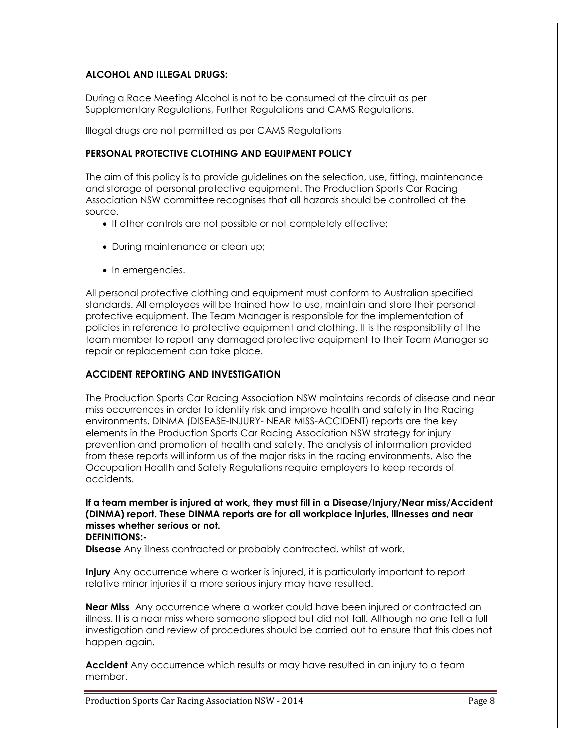**ALCOHOL AND ILLEGAL DRUGS:**

During a Race Meeting Alcohol is not to be consumed at the circuit as per Supplementary Regulations, Further Regulations and CAMS Regulations.

Illegal drugs are not permitted as per CAMS Regulations

**PERSONAL PROTECTIVE CLOTHING AND EQUIPMENT POLICY**

The aim of this policy is to provide guidelines on the selection, use, fitting, maintenance and storage of personal protective equipment. The Production Sports Car Racing Association NSW committee recognises that all hazards should be controlled at the source.

- If other controls are not possible or not completely effective;
- During maintenance or clean up;
- In emergencies.

All personal protective clothing and equipment must conform to Australian specified standards. All employees will be trained how to use, maintain and store their personal protective equipment. The Team Manager is responsible for the implementation of policies in reference to protective equipment and clothing. It is the responsibility of the team member to report any damaged protective equipment to their Team Manager so repair or replacement can take place.

**ACCIDENT REPORTING AND INVESTIGATION**

The Production Sports Car Racing Association NSW maintains records of disease and near miss occurrences in order to identify risk and improve health and safety in the Racing environments. DINMA (DISEASE-INJURY- NEAR MISS-ACCIDENT) reports are the key elements in the Production Sports Car Racing Association NSW strategy for injury prevention and promotion of health and safety. The analysis of information provided from these reports will inform us of the major risks in the racing environments. Also the Occupation Health and Safety Regulations require employers to keep records of accidents.

**If a team member is injured at work, they must fill in a Disease/Injury/Near miss/Accident (DINMA) report. These DINMA reports are for all workplace injuries, illnesses and near misses whether serious or not.**

**DEFINITIONS:-**

**Disease** Any illness contracted or probably contracted, whilst at work.

**Injury** Any occurrence where a worker is injured, it is particularly important to report relative minor injuries if a more serious injury may have resulted.

**Near Miss** Any occurrence where a worker could have been injured or contracted an illness. It is a near miss where someone slipped but did not fall. Although no one fell a full investigation and review of procedures should be carried out to ensure that this does not happen again.

**Accident** Any occurrence which results or may have resulted in an injury to a team member.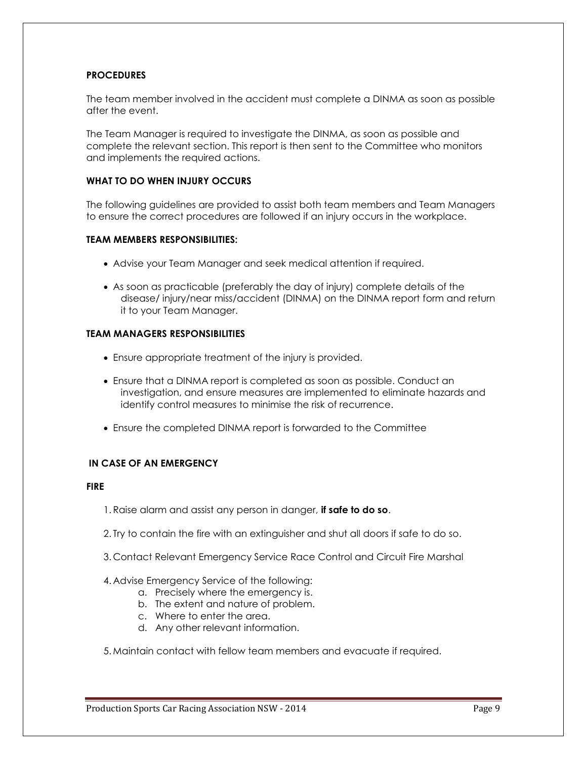### PROCEDURES

The team member involved in the accident must complete a DINMA as soon as possible after the event.

The Team Manager is required to investigate the DINMA, as soon as possible and complete the relevant section. This report is then sent to the Committee who monitors and implements the required actions.

### WHAT TO DO WHEN INJURY OCCURS

The following guidelines are provided to assist both team members and Team Managers to ensure the correct procedures are followed if an injury occurs in the workplace.

### TEAM MEMBERS RESPONSIBILITIES:

- Advise your Team Manager and seek medical attention if required.
- As soon as practicable (preferably the day of injury) complete details of the disease/ injury/near miss/accident (DINMA) on the DINMA report form and return it to your Team Manager.

### TEAM MANAGERS RESPONSIBILITIES

- Ensure appropriate treatment of the injury is provided.
- Ensure that a DINMA report is completed as soon as possible. Conduct an investigation, and ensure measures are implemented to eliminate hazards and identify control measures to minimise the risk of recurrence.
- Ensure the completed DINMA report is forwarded to the Committee

### IN CASE OF AN EMERGENCY

### FIRE

1. Raise alarm and assist any person in danger, **if safe to do so**.
2. Try to contain the fire with an extinguisher and shut all doors if safe to do so.
3. Contact Relevant Emergency Service Race Control and Circuit Fire Marshal
4. Advise Emergency Service of the following:
   a. Precisely where the emergency is.
   b. The extent and nature of problem.
   c. Where to enter the area.
   d. Any other relevant information.
5. Maintain contact with fellow team members and evacuate if required.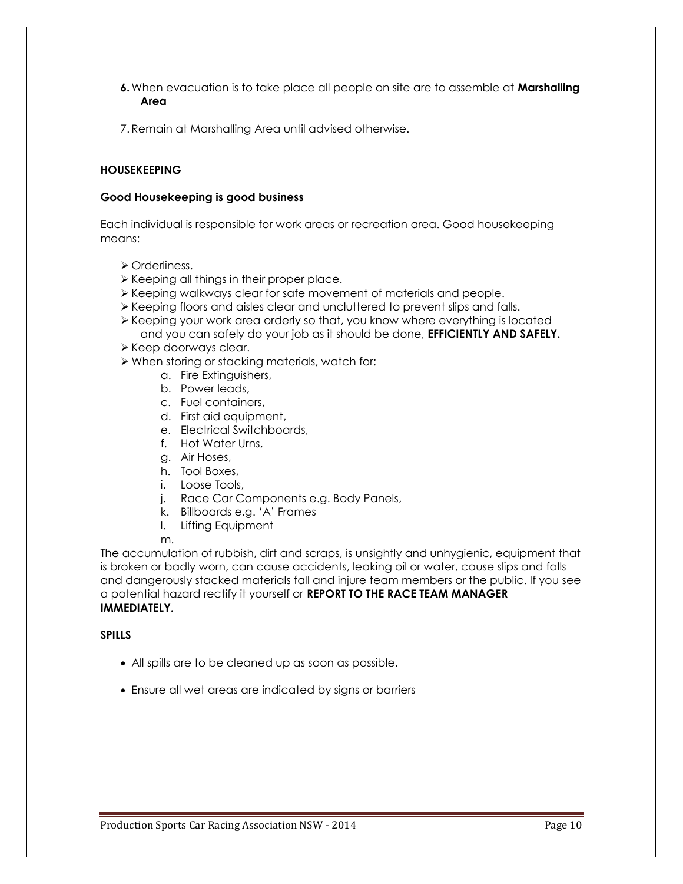6. When evacuation is to take place all people on site are to assemble at **Marshalling Area**

7. Remain at Marshalling Area until advised otherwise.

**HOUSEKEEPING**

**Good Housekeeping is good business**

Each individual is responsible for work areas or recreation area. Good housekeeping means:

- Orderliness.
- Keeping all things in their proper place.
- Keeping walkways clear for safe movement of materials and people.
- Keeping floors and aisles clear and uncluttered to prevent slips and falls.
- Keeping your work area orderly so that, you know where everything is located and you can safely do your job as it should be done, **EFFICIENTLY AND SAFELY.**
- Keep doorways clear.
- When storing or stacking materials, watch for:
    a. Fire Extinguishers,
    b. Power leads,
    c. Fuel containers,
    d. First aid equipment,
    e. Electrical Switchboards,
    f. Hot Water Urns,
    g. Air Hoses,
    h. Tool Boxes,
    i. Loose Tools,
    j. Race Car Components e.g. Body Panels,
    k. Billboards e.g. 'A' Frames
    l. Lifting Equipment
    m.

The accumulation of rubbish, dirt and scraps, is unsightly and unhygienic, equipment that is broken or badly worn, can cause accidents, leaking oil or water, cause slips and falls and dangerously stacked materials fall and injure team members or the public. If you see a potential hazard rectify it yourself or **REPORT TO THE RACE TEAM MANAGER IMMEDIATELY.**

**SPILLS**

- All spills are to be cleaned up as soon as possible.
- Ensure all wet areas are indicated by signs or barriers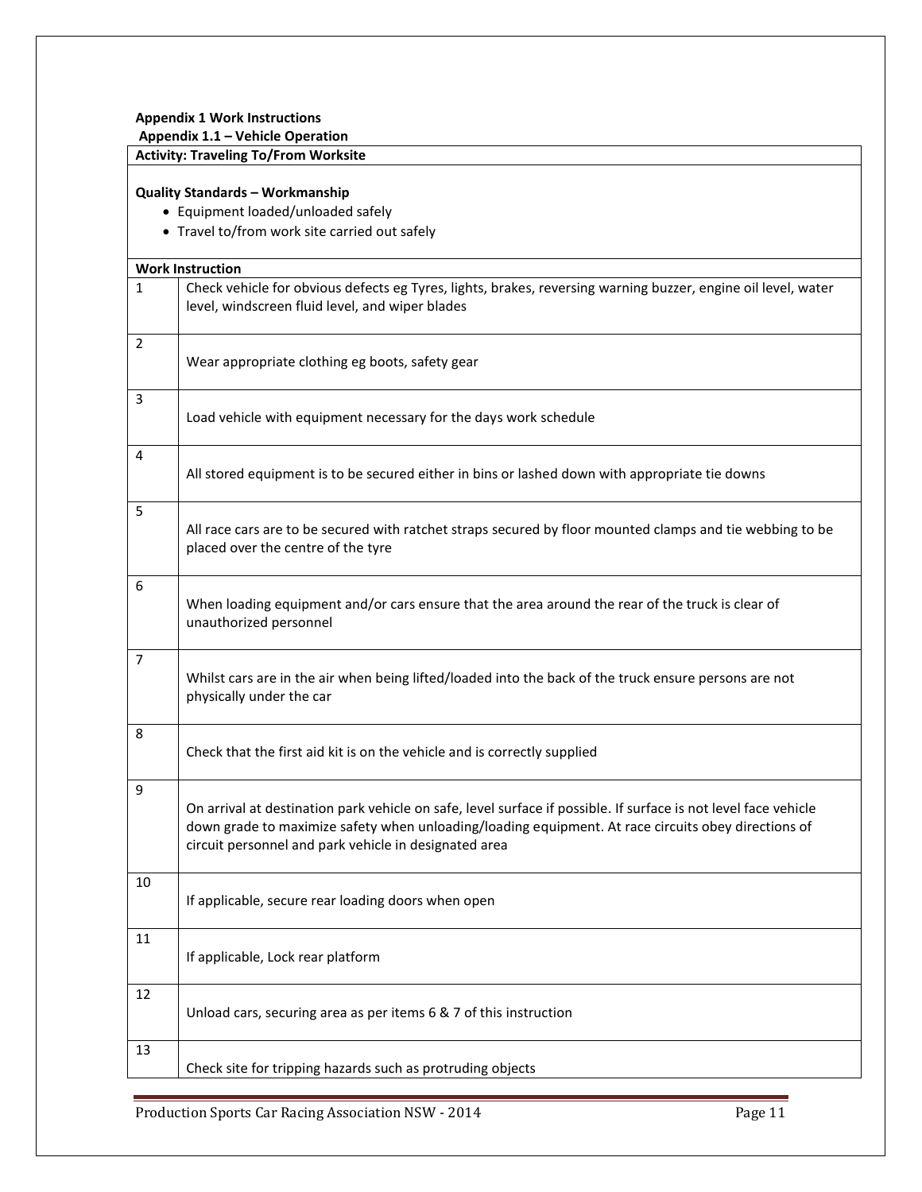**Appendix 1 Work Instructions**

**Appendix 1.1 – Vehicle Operation**

**Activity: Traveling To/From Worksite**

**Quality Standards – Workmanship**

- Equipment loaded/unloaded safely
- Travel to/from work site carried out safely

| **Work Instruction** | |
|---|---|
| 1 | Check vehicle for obvious defects eg Tyres, lights, brakes, reversing warning buzzer, engine oil level, water level, windscreen fluid level, and wiper blades |
| 2 | Wear appropriate clothing eg boots, safety gear |
| 3 | Load vehicle with equipment necessary for the days work schedule |
| 4 | All stored equipment is to be secured either in bins or lashed down with appropriate tie downs |
| 5 | All race cars are to be secured with ratchet straps secured by floor mounted clamps and tie webbing to be placed over the centre of the tyre |
| 6 | When loading equipment and/or cars ensure that the area around the rear of the truck is clear of unauthorized personnel |
| 7 | Whilst cars are in the air when being lifted/loaded into the back of the truck ensure persons are not physically under the car |
| 8 | Check that the first aid kit is on the vehicle and is correctly supplied |
| 9 | On arrival at destination park vehicle on safe, level surface if possible. If surface is not level face vehicle down grade to maximize safety when unloading/loading equipment. At race circuits obey directions of circuit personnel and park vehicle in designated area |
| 10 | If applicable, secure rear loading doors when open |
| 11 | If applicable, Lock rear platform |
| 12 | Unload cars, securing area as per items 6 & 7 of this instruction |
| 13 | Check site for tripping hazards such as protruding objects |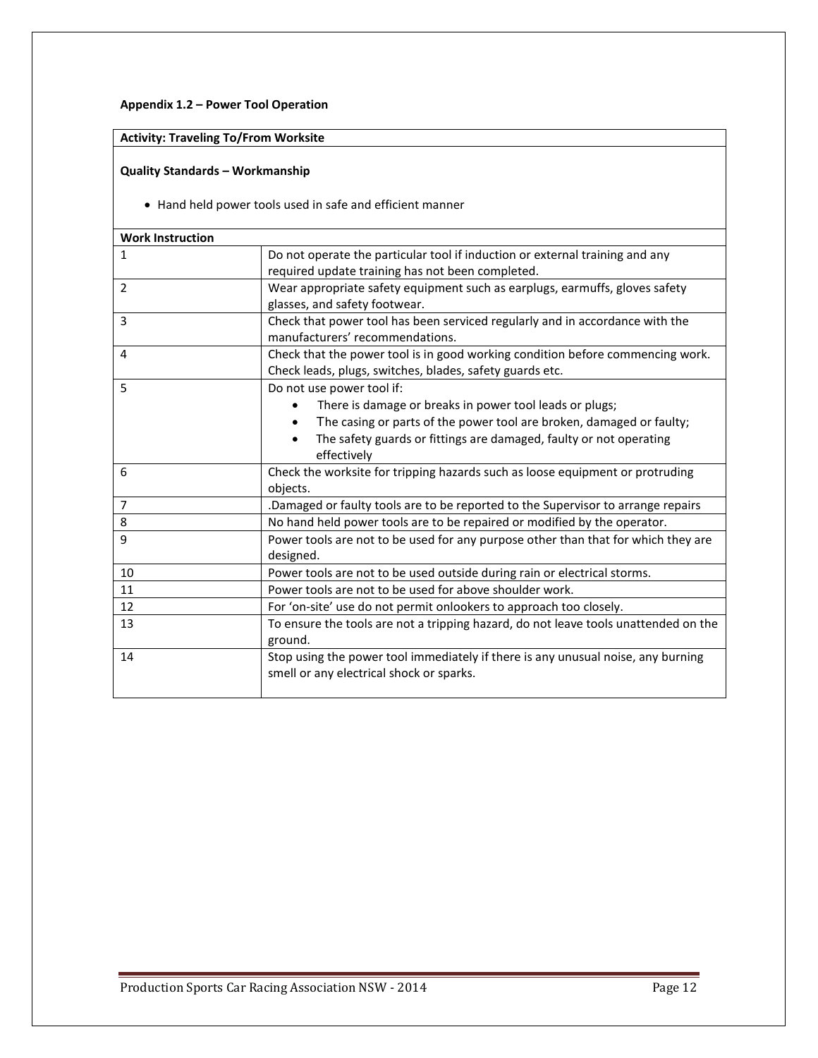**Appendix 1.2 – Power Tool Operation**

| Activity: Traveling To/From Worksite | |
|---|---|
| **Quality Standards – Workmanship**<br><br>• Hand held power tools used in safe and efficient manner | |
| **Work Instruction** | |
| 1 | Do not operate the particular tool if induction or external training and any required update training has not been completed. |
| 2 | Wear appropriate safety equipment such as earplugs, earmuffs, gloves safety glasses, and safety footwear. |
| 3 | Check that power tool has been serviced regularly and in accordance with the manufacturers' recommendations. |
| 4 | Check that the power tool is in good working condition before commencing work. Check leads, plugs, switches, blades, safety guards etc. |
| 5 | Do not use power tool if:<br>• There is damage or breaks in power tool leads or plugs;<br>• The casing or parts of the power tool are broken, damaged or faulty;<br>• The safety guards or fittings are damaged, faulty or not operating effectively |
| 6 | Check the worksite for tripping hazards such as loose equipment or protruding objects. |
| 7 | .Damaged or faulty tools are to be reported to the Supervisor to arrange repairs |
| 8 | No hand held power tools are to be repaired or modified by the operator. |
| 9 | Power tools are not to be used for any purpose other than that for which they are designed. |
| 10 | Power tools are not to be used outside during rain or electrical storms. |
| 11 | Power tools are not to be used for above shoulder work. |
| 12 | For 'on-site' use do not permit onlookers to approach too closely. |
| 13 | To ensure the tools are not a tripping hazard, do not leave tools unattended on the ground. |
| 14 | Stop using the power tool immediately if there is any unusual noise, any burning smell or any electrical shock or sparks. |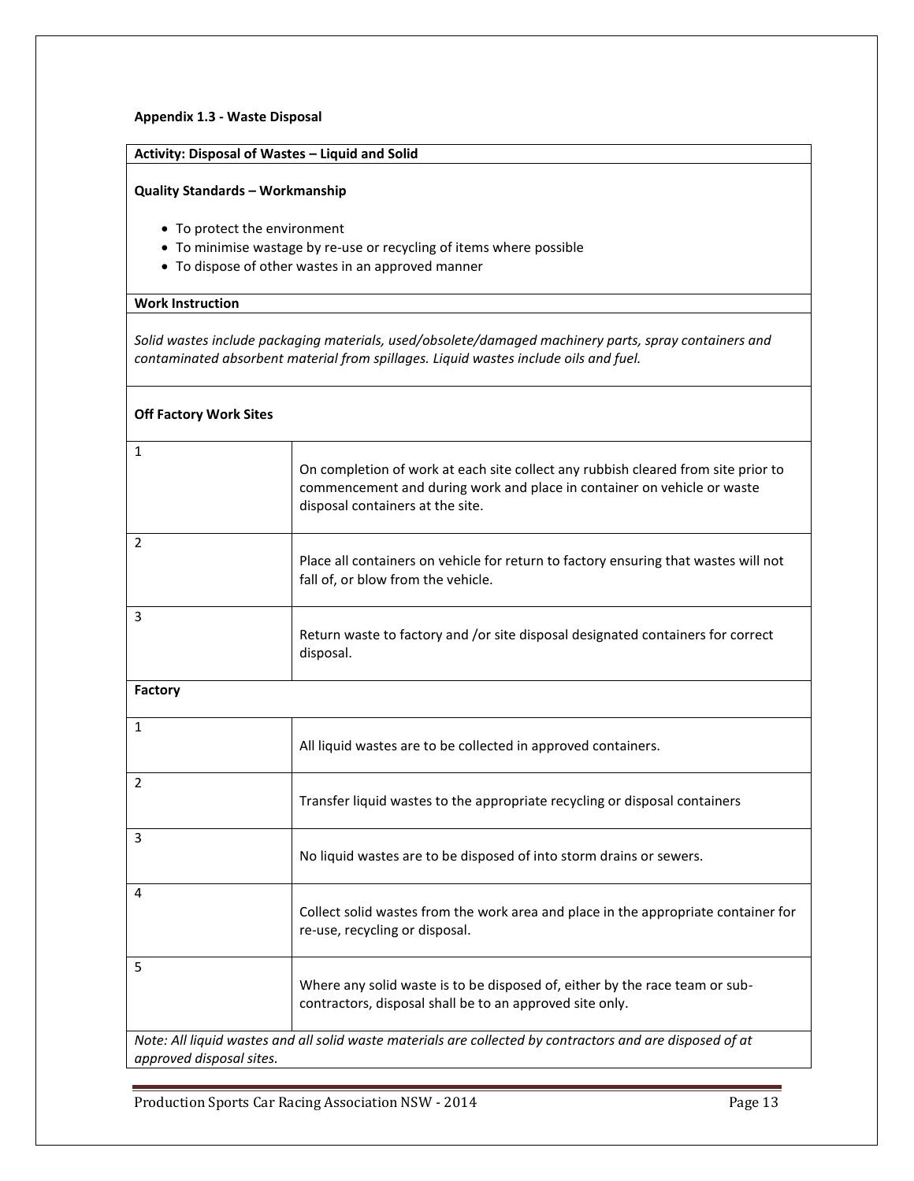**Appendix 1.3 - Waste Disposal**

**Activity: Disposal of Wastes – Liquid and Solid**

**Quality Standards – Workmanship**

- To protect the environment
- To minimise wastage by re-use or recycling of items where possible
- To dispose of other wastes in an approved manner

**Work Instruction**

*Solid wastes include packaging materials, used/obsolete/damaged machinery parts, spray containers and contaminated absorbent material from spillages. Liquid wastes include oils and fuel.*

**Off Factory Work Sites**

| | |
|---|---|
| 1 | On completion of work at each site collect any rubbish cleared from site prior to commencement and during work and place in container on vehicle or waste disposal containers at the site. |
| 2 | Place all containers on vehicle for return to factory ensuring that wastes will not fall of, or blow from the vehicle. |
| 3 | Return waste to factory and /or site disposal designated containers for correct disposal. |

**Factory**

| | |
|---|---|
| 1 | All liquid wastes are to be collected in approved containers. |
| 2 | Transfer liquid wastes to the appropriate recycling or disposal containers |
| 3 | No liquid wastes are to be disposed of into storm drains or sewers. |
| 4 | Collect solid wastes from the work area and place in the appropriate container for re-use, recycling or disposal. |
| 5 | Where any solid waste is to be disposed of, either by the race team or sub-contractors, disposal shall be to an approved site only. |

*Note: All liquid wastes and all solid waste materials are collected by contractors and are disposed of at approved disposal sites.*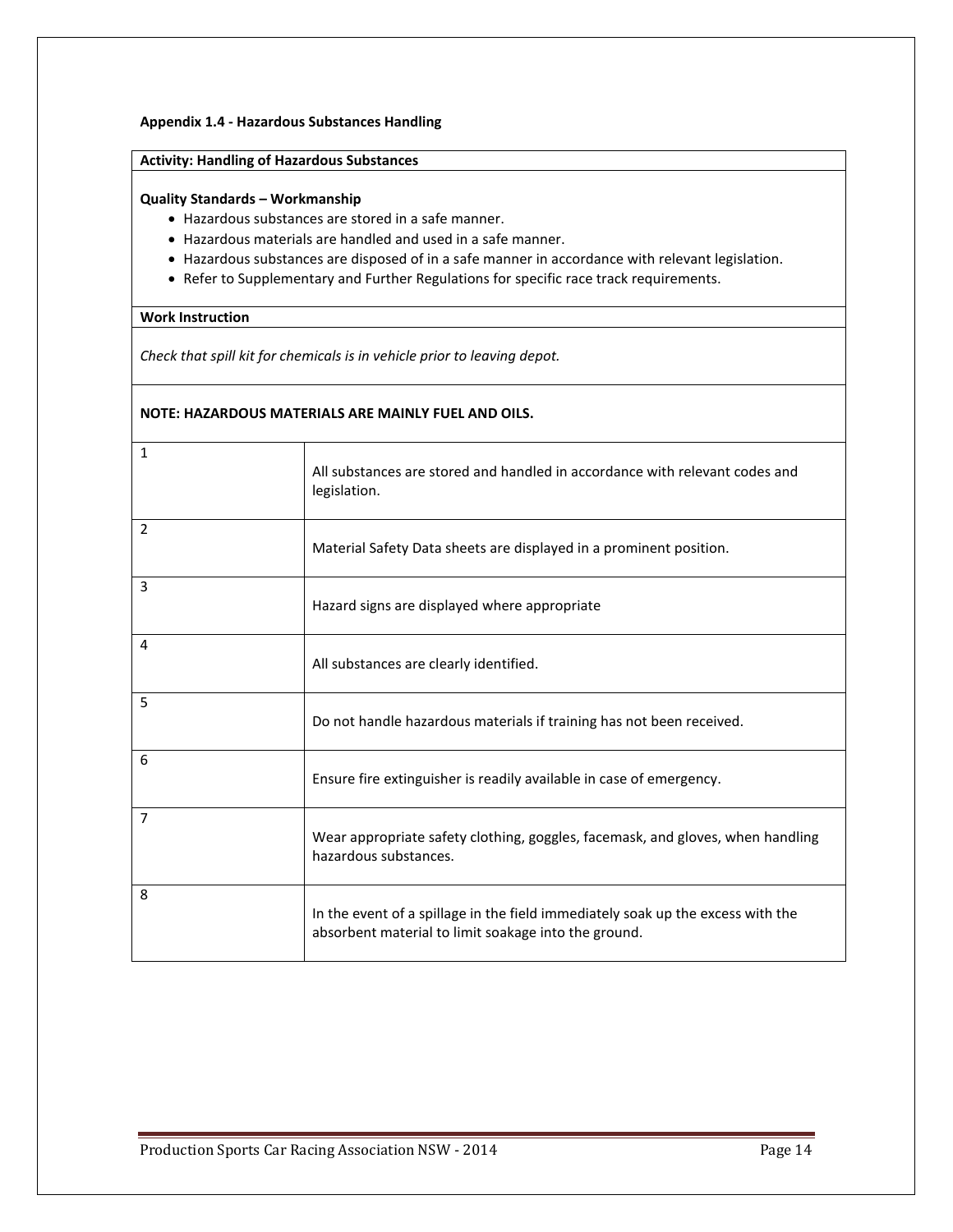**Appendix 1.4 - Hazardous Substances Handling**

**Activity: Handling of Hazardous Substances**

**Quality Standards – Workmanship**

- Hazardous substances are stored in a safe manner.
- Hazardous materials are handled and used in a safe manner.
- Hazardous substances are disposed of in a safe manner in accordance with relevant legislation.
- Refer to Supplementary and Further Regulations for specific race track requirements.

**Work Instruction**

*Check that spill kit for chemicals is in vehicle prior to leaving depot.*

**NOTE: HAZARDOUS MATERIALS ARE MAINLY FUEL AND OILS.**

| | |
|---|---|
| 1 | All substances are stored and handled in accordance with relevant codes and legislation. |
| 2 | Material Safety Data sheets are displayed in a prominent position. |
| 3 | Hazard signs are displayed where appropriate |
| 4 | All substances are clearly identified. |
| 5 | Do not handle hazardous materials if training has not been received. |
| 6 | Ensure fire extinguisher is readily available in case of emergency. |
| 7 | Wear appropriate safety clothing, goggles, facemask, and gloves, when handling hazardous substances. |
| 8 | In the event of a spillage in the field immediately soak up the excess with the absorbent material to limit soakage into the ground. |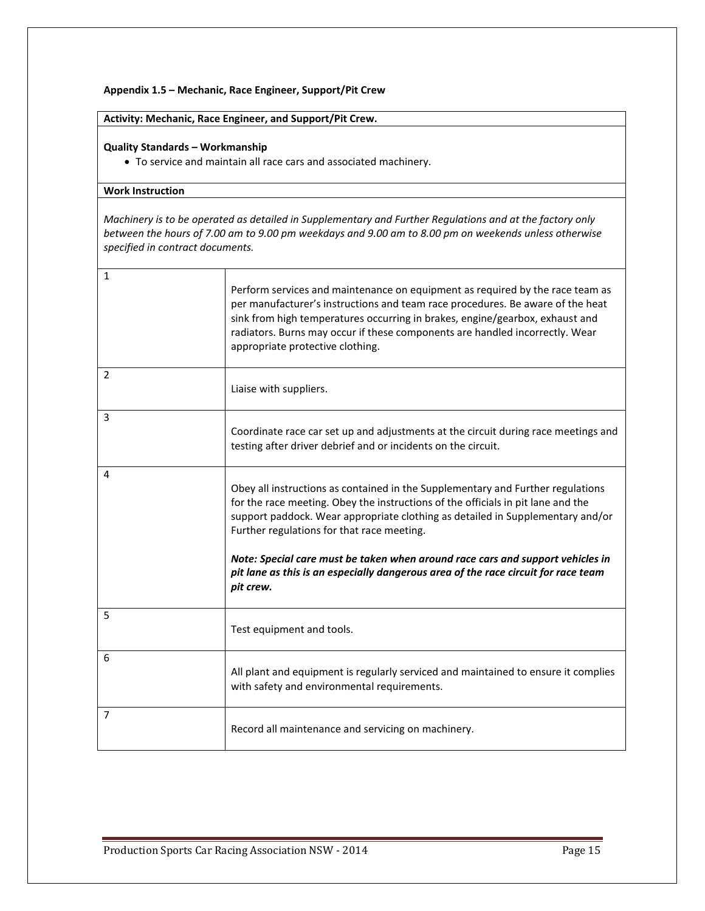## Appendix 1.5 – Mechanic, Race Engineer, Support/Pit Crew

**Activity: Mechanic, Race Engineer, and Support/Pit Crew.**

**Quality Standards – Workmanship**

- To service and maintain all race cars and associated machinery.

**Work Instruction**

*Machinery is to be operated as detailed in Supplementary and Further Regulations and at the factory only between the hours of 7.00 am to 9.00 pm weekdays and 9.00 am to 8.00 pm on weekends unless otherwise specified in contract documents.*

| | |
|---|---|
| 1 | Perform services and maintenance on equipment as required by the race team as per manufacturer's instructions and team race procedures. Be aware of the heat sink from high temperatures occurring in brakes, engine/gearbox, exhaust and radiators. Burns may occur if these components are handled incorrectly. Wear appropriate protective clothing. |
| 2 | Liaise with suppliers. |
| 3 | Coordinate race car set up and adjustments at the circuit during race meetings and testing after driver debrief and or incidents on the circuit. |
| 4 | Obey all instructions as contained in the Supplementary and Further regulations for the race meeting. Obey the instructions of the officials in pit lane and the support paddock. Wear appropriate clothing as detailed in Supplementary and/or Further regulations for that race meeting.<br><br>***Note: Special care must be taken when around race cars and support vehicles in pit lane as this is an especially dangerous area of the race circuit for race team pit crew.*** |
| 5 | Test equipment and tools. |
| 6 | All plant and equipment is regularly serviced and maintained to ensure it complies with safety and environmental requirements. |
| 7 | Record all maintenance and servicing on machinery. |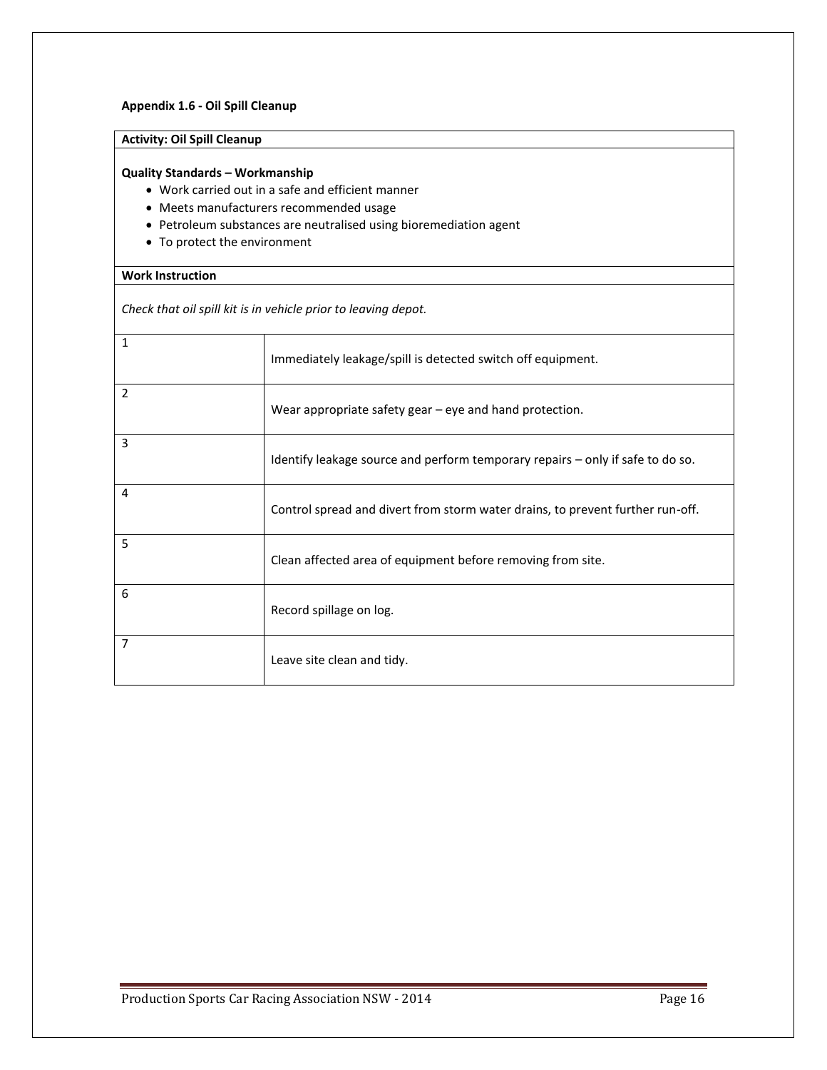**Appendix 1.6 - Oil Spill Cleanup**

**Activity: Oil Spill Cleanup**

**Quality Standards – Workmanship**

- Work carried out in a safe and efficient manner
- Meets manufacturers recommended usage
- Petroleum substances are neutralised using bioremediation agent
- To protect the environment

**Work Instruction**

*Check that oil spill kit is in vehicle prior to leaving depot.*

| | |
|---|---|
| 1 | Immediately leakage/spill is detected switch off equipment. |
| 2 | Wear appropriate safety gear – eye and hand protection. |
| 3 | Identify leakage source and perform temporary repairs – only if safe to do so. |
| 4 | Control spread and divert from storm water drains, to prevent further run-off. |
| 5 | Clean affected area of equipment before removing from site. |
| 6 | Record spillage on log. |
| 7 | Leave site clean and tidy. |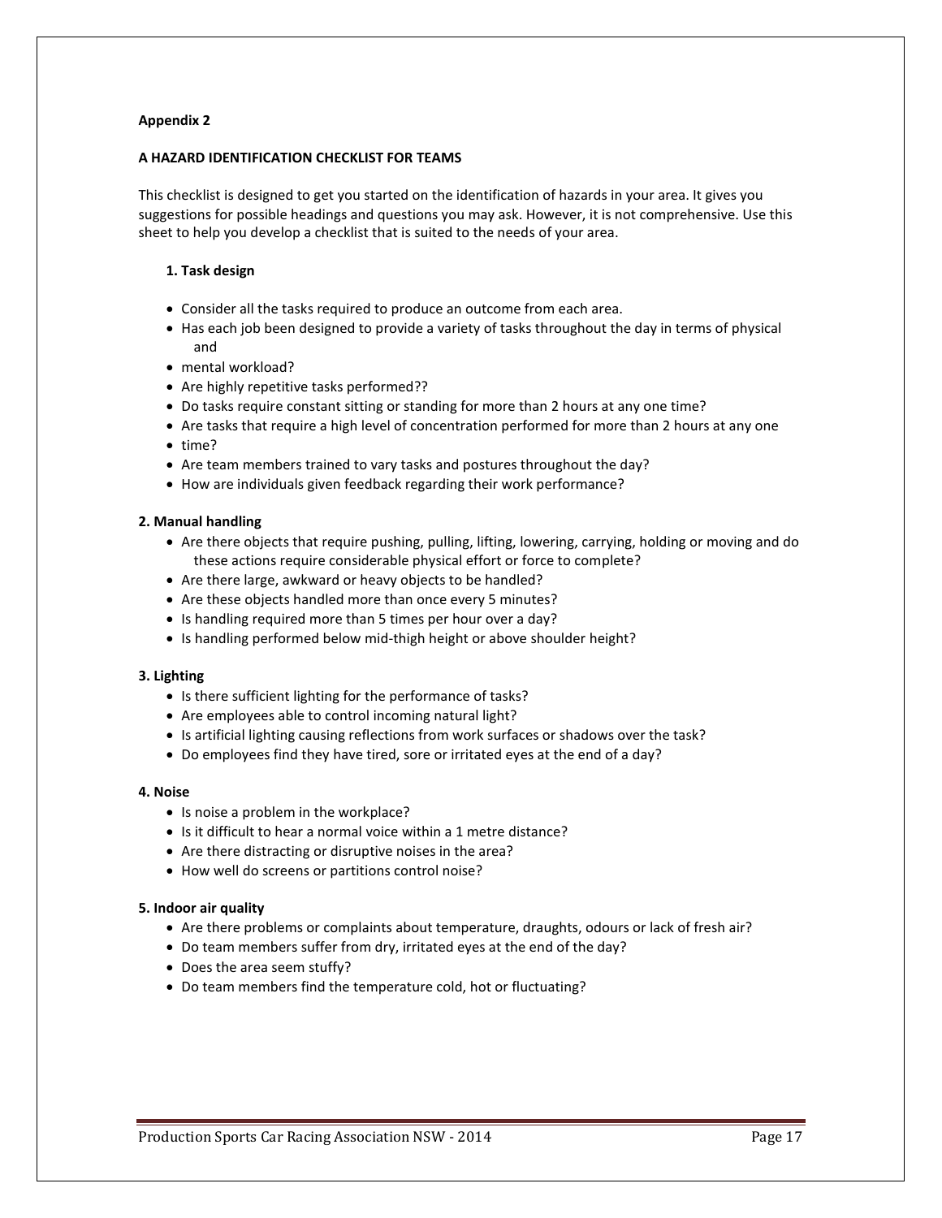**Appendix 2**

**A HAZARD IDENTIFICATION CHECKLIST FOR TEAMS**

This checklist is designed to get you started on the identification of hazards in your area. It gives you suggestions for possible headings and questions you may ask. However, it is not comprehensive. Use this sheet to help you develop a checklist that is suited to the needs of your area.

**1. Task design**

- Consider all the tasks required to produce an outcome from each area.
- Has each job been designed to provide a variety of tasks throughout the day in terms of physical and
- mental workload?
- Are highly repetitive tasks performed??
- Do tasks require constant sitting or standing for more than 2 hours at any one time?
- Are tasks that require a high level of concentration performed for more than 2 hours at any one
- time?
- Are team members trained to vary tasks and postures throughout the day?
- How are individuals given feedback regarding their work performance?

**2. Manual handling**

- Are there objects that require pushing, pulling, lifting, lowering, carrying, holding or moving and do these actions require considerable physical effort or force to complete?
- Are there large, awkward or heavy objects to be handled?
- Are these objects handled more than once every 5 minutes?
- Is handling required more than 5 times per hour over a day?
- Is handling performed below mid-thigh height or above shoulder height?

**3. Lighting**

- Is there sufficient lighting for the performance of tasks?
- Are employees able to control incoming natural light?
- Is artificial lighting causing reflections from work surfaces or shadows over the task?
- Do employees find they have tired, sore or irritated eyes at the end of a day?

**4. Noise**

- Is noise a problem in the workplace?
- Is it difficult to hear a normal voice within a 1 metre distance?
- Are there distracting or disruptive noises in the area?
- How well do screens or partitions control noise?

**5. Indoor air quality**

- Are there problems or complaints about temperature, draughts, odours or lack of fresh air?
- Do team members suffer from dry, irritated eyes at the end of the day?
- Does the area seem stuffy?
- Do team members find the temperature cold, hot or fluctuating?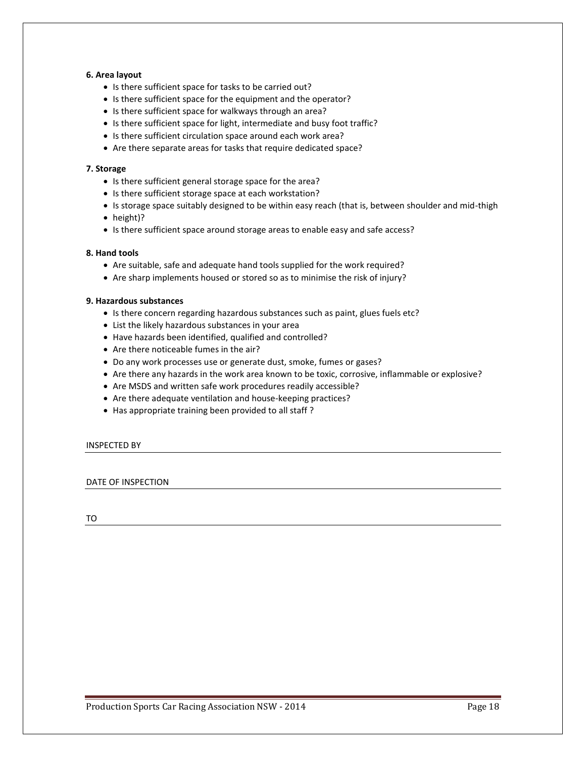**6. Area layout**

- Is there sufficient space for tasks to be carried out?
- Is there sufficient space for the equipment and the operator?
- Is there sufficient space for walkways through an area?
- Is there sufficient space for light, intermediate and busy foot traffic?
- Is there sufficient circulation space around each work area?
- Are there separate areas for tasks that require dedicated space?

**7. Storage**

- Is there sufficient general storage space for the area?
- Is there sufficient storage space at each workstation?
- Is storage space suitably designed to be within easy reach (that is, between shoulder and mid-thigh
- height)?
- Is there sufficient space around storage areas to enable easy and safe access?

**8. Hand tools**

- Are suitable, safe and adequate hand tools supplied for the work required?
- Are sharp implements housed or stored so as to minimise the risk of injury?

**9. Hazardous substances**

- Is there concern regarding hazardous substances such as paint, glues fuels etc?
- List the likely hazardous substances in your area
- Have hazards been identified, qualified and controlled?
- Are there noticeable fumes in the air?
- Do any work processes use or generate dust, smoke, fumes or gases?
- Are there any hazards in the work area known to be toxic, corrosive, inflammable or explosive?
- Are MSDS and written safe work procedures readily accessible?
- Are there adequate ventilation and house-keeping practices?
- Has appropriate training been provided to all staff ?

INSPECTED BY \_\_\_\_\_\_\_\_\_\_\_\_\_\_\_\_\_\_\_\_\_\_\_\_\_\_\_\_\_\_\_\_\_\_\_\_\_\_\_\_

DATE OF INSPECTION \_\_\_\_\_\_\_\_\_\_\_\_\_\_\_\_\_\_\_\_\_\_\_\_\_\_\_\_\_\_\_\_\_\_

TO \_\_\_\_\_\_\_\_\_\_\_\_\_\_\_\_\_\_\_\_\_\_\_\_\_\_\_\_\_\_\_\_\_\_\_\_\_\_\_\_\_\_\_\_\_\_\_\_\_\_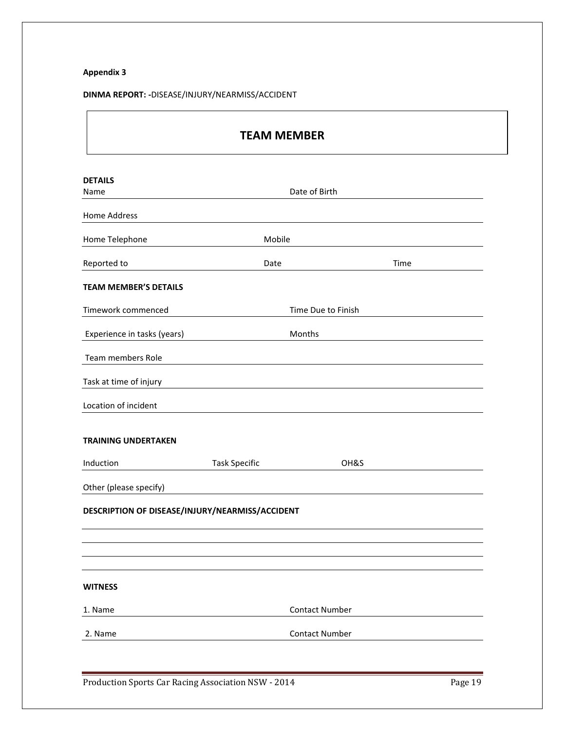**Appendix 3**

**DINMA REPORT: -**DISEASE/INJURY/NEARMISS/ACCIDENT

## TEAM MEMBER

**DETAILS**

Name Date of Birth

Home Address

Home Telephone Mobile

Reported to Date Time

**TEAM MEMBER'S DETAILS**

Timework commenced Time Due to Finish

Experience in tasks (years) Months

Team members Role

Task at time of injury

Location of incident

**TRAINING UNDERTAKEN**

Induction Task Specific OH&S

Other (please specify)

**DESCRIPTION OF DISEASE/INJURY/NEARMISS/ACCIDENT**

**WITNESS**

1. Name Contact Number

2. Name Contact Number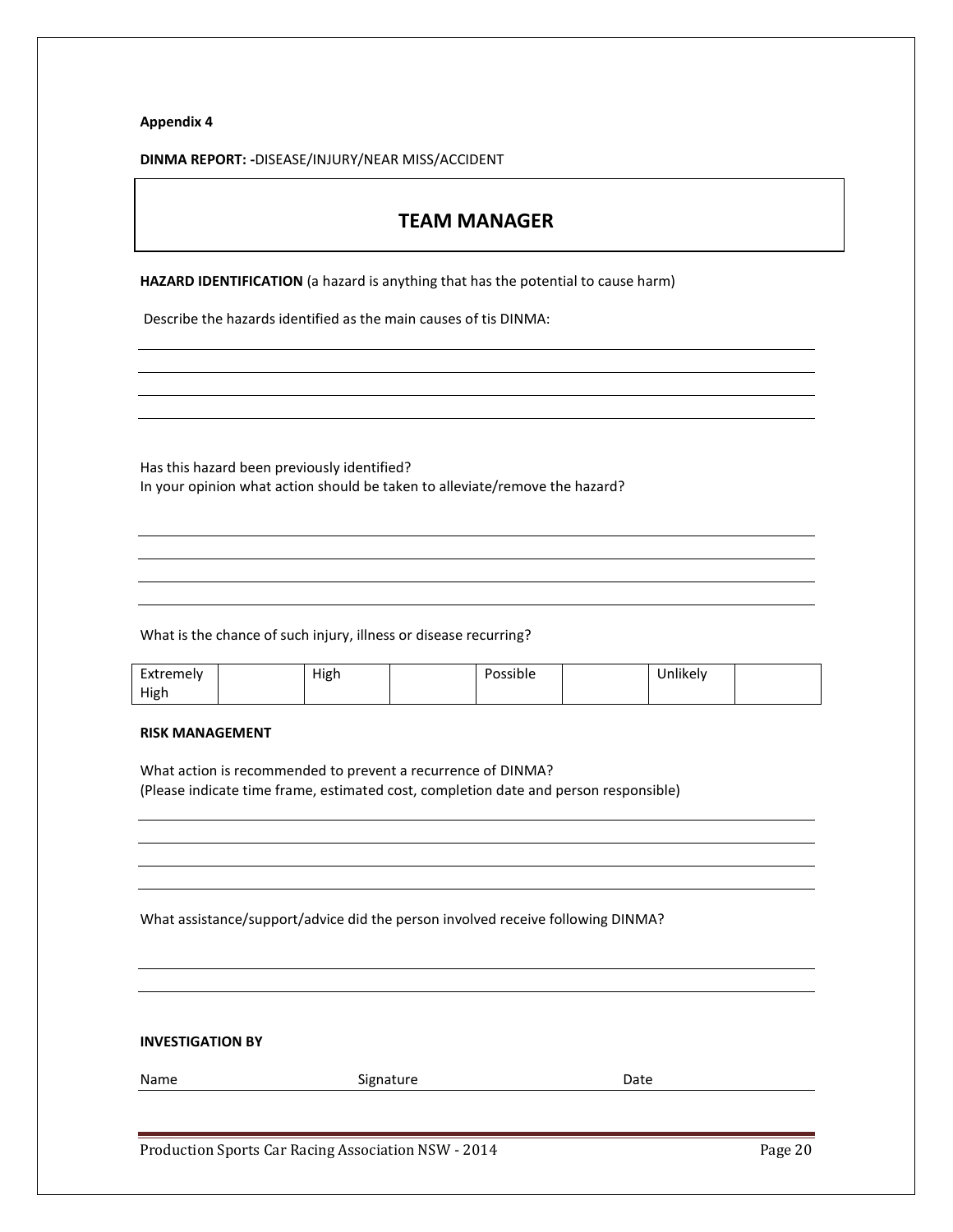**Appendix 4**

**DINMA REPORT: -**DISEASE/INJURY/NEAR MISS/ACCIDENT

## TEAM MANAGER

**HAZARD IDENTIFICATION** (a hazard is anything that has the potential to cause harm)

Describe the hazards identified as the main causes of tis DINMA:

\_\_\_\_\_\_\_\_\_\_\_\_\_\_\_\_\_\_\_\_\_\_\_\_\_\_\_\_\_\_\_\_\_\_\_\_\_\_\_\_\_\_\_\_\_\_\_\_\_\_\_\_\_\_\_\_\_\_\_\_\_\_\_\_\_\_\_\_\_\_

\_\_\_\_\_\_\_\_\_\_\_\_\_\_\_\_\_\_\_\_\_\_\_\_\_\_\_\_\_\_\_\_\_\_\_\_\_\_\_\_\_\_\_\_\_\_\_\_\_\_\_\_\_\_\_\_\_\_\_\_\_\_\_\_\_\_\_\_\_\_

\_\_\_\_\_\_\_\_\_\_\_\_\_\_\_\_\_\_\_\_\_\_\_\_\_\_\_\_\_\_\_\_\_\_\_\_\_\_\_\_\_\_\_\_\_\_\_\_\_\_\_\_\_\_\_\_\_\_\_\_\_\_\_\_\_\_\_\_\_\_

\_\_\_\_\_\_\_\_\_\_\_\_\_\_\_\_\_\_\_\_\_\_\_\_\_\_\_\_\_\_\_\_\_\_\_\_\_\_\_\_\_\_\_\_\_\_\_\_\_\_\_\_\_\_\_\_\_\_\_\_\_\_\_\_\_\_\_\_\_\_

Has this hazard been previously identified?
In your opinion what action should be taken to alleviate/remove the hazard?

\_\_\_\_\_\_\_\_\_\_\_\_\_\_\_\_\_\_\_\_\_\_\_\_\_\_\_\_\_\_\_\_\_\_\_\_\_\_\_\_\_\_\_\_\_\_\_\_\_\_\_\_\_\_\_\_\_\_\_\_\_\_\_\_\_\_\_\_\_\_

\_\_\_\_\_\_\_\_\_\_\_\_\_\_\_\_\_\_\_\_\_\_\_\_\_\_\_\_\_\_\_\_\_\_\_\_\_\_\_\_\_\_\_\_\_\_\_\_\_\_\_\_\_\_\_\_\_\_\_\_\_\_\_\_\_\_\_\_\_\_

\_\_\_\_\_\_\_\_\_\_\_\_\_\_\_\_\_\_\_\_\_\_\_\_\_\_\_\_\_\_\_\_\_\_\_\_\_\_\_\_\_\_\_\_\_\_\_\_\_\_\_\_\_\_\_\_\_\_\_\_\_\_\_\_\_\_\_\_\_\_

\_\_\_\_\_\_\_\_\_\_\_\_\_\_\_\_\_\_\_\_\_\_\_\_\_\_\_\_\_\_\_\_\_\_\_\_\_\_\_\_\_\_\_\_\_\_\_\_\_\_\_\_\_\_\_\_\_\_\_\_\_\_\_\_\_\_\_\_\_\_

What is the chance of such injury, illness or disease recurring?

| Extremely High | | High | | Possible | | Unlikely | |
|---|---|---|---|---|---|---|---|

**RISK MANAGEMENT**

What action is recommended to prevent a recurrence of DINMA?
(Please indicate time frame, estimated cost, completion date and person responsible)

\_\_\_\_\_\_\_\_\_\_\_\_\_\_\_\_\_\_\_\_\_\_\_\_\_\_\_\_\_\_\_\_\_\_\_\_\_\_\_\_\_\_\_\_\_\_\_\_\_\_\_\_\_\_\_\_\_\_\_\_\_\_\_\_\_\_\_\_\_\_

\_\_\_\_\_\_\_\_\_\_\_\_\_\_\_\_\_\_\_\_\_\_\_\_\_\_\_\_\_\_\_\_\_\_\_\_\_\_\_\_\_\_\_\_\_\_\_\_\_\_\_\_\_\_\_\_\_\_\_\_\_\_\_\_\_\_\_\_\_\_

\_\_\_\_\_\_\_\_\_\_\_\_\_\_\_\_\_\_\_\_\_\_\_\_\_\_\_\_\_\_\_\_\_\_\_\_\_\_\_\_\_\_\_\_\_\_\_\_\_\_\_\_\_\_\_\_\_\_\_\_\_\_\_\_\_\_\_\_\_\_

\_\_\_\_\_\_\_\_\_\_\_\_\_\_\_\_\_\_\_\_\_\_\_\_\_\_\_\_\_\_\_\_\_\_\_\_\_\_\_\_\_\_\_\_\_\_\_\_\_\_\_\_\_\_\_\_\_\_\_\_\_\_\_\_\_\_\_\_\_\_

What assistance/support/advice did the person involved receive following DINMA?

\_\_\_\_\_\_\_\_\_\_\_\_\_\_\_\_\_\_\_\_\_\_\_\_\_\_\_\_\_\_\_\_\_\_\_\_\_\_\_\_\_\_\_\_\_\_\_\_\_\_\_\_\_\_\_\_\_\_\_\_\_\_\_\_\_\_\_\_\_\_

\_\_\_\_\_\_\_\_\_\_\_\_\_\_\_\_\_\_\_\_\_\_\_\_\_\_\_\_\_\_\_\_\_\_\_\_\_\_\_\_\_\_\_\_\_\_\_\_\_\_\_\_\_\_\_\_\_\_\_\_\_\_\_\_\_\_\_\_\_\_

**INVESTIGATION BY**

Name \_\_\_\_\_\_\_\_\_\_\_\_\_\_\_\_\_\_\_\_ Signature \_\_\_\_\_\_\_\_\_\_\_\_\_\_\_\_\_\_\_\_ Date \_\_\_\_\_\_\_\_\_\_\_\_\_\_\_\_\_\_\_\_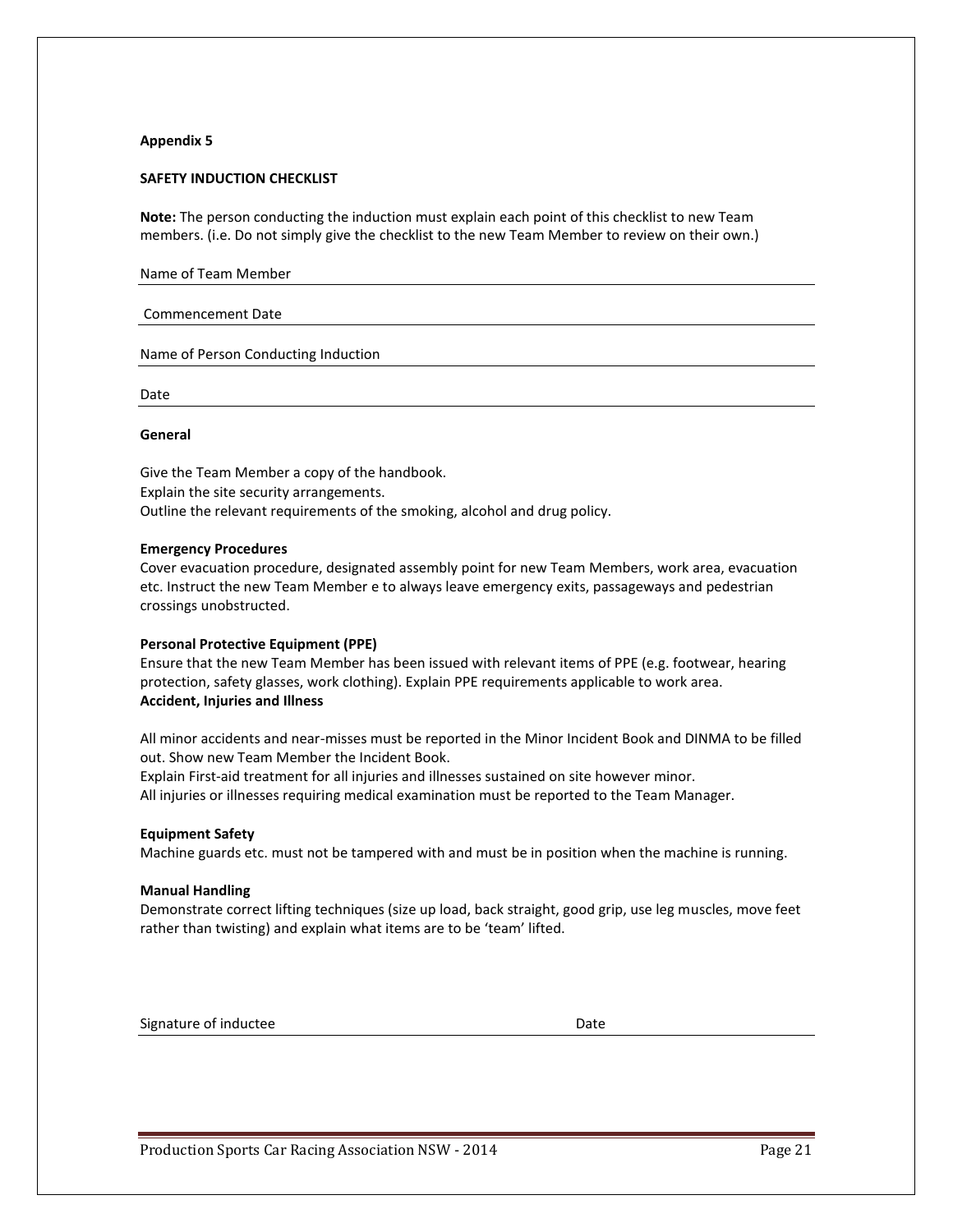**Appendix 5**

**SAFETY INDUCTION CHECKLIST**

**Note:** The person conducting the induction must explain each point of this checklist to new Team members. (i.e. Do not simply give the checklist to the new Team Member to review on their own.)

Name of Team Member

Commencement Date

Name of Person Conducting Induction

Date

**General**

Give the Team Member a copy of the handbook.
Explain the site security arrangements.
Outline the relevant requirements of the smoking, alcohol and drug policy.

**Emergency Procedures**

Cover evacuation procedure, designated assembly point for new Team Members, work area, evacuation etc. Instruct the new Team Member e to always leave emergency exits, passageways and pedestrian crossings unobstructed.

**Personal Protective Equipment (PPE)**

Ensure that the new Team Member has been issued with relevant items of PPE (e.g. footwear, hearing protection, safety glasses, work clothing). Explain PPE requirements applicable to work area.

**Accident, Injuries and Illness**

All minor accidents and near-misses must be reported in the Minor Incident Book and DINMA to be filled out. Show new Team Member the Incident Book.
Explain First-aid treatment for all injuries and illnesses sustained on site however minor.
All injuries or illnesses requiring medical examination must be reported to the Team Manager.

**Equipment Safety**

Machine guards etc. must not be tampered with and must be in position when the machine is running.

**Manual Handling**

Demonstrate correct lifting techniques (size up load, back straight, good grip, use leg muscles, move feet rather than twisting) and explain what items are to be 'team' lifted.

Signature of inductee Date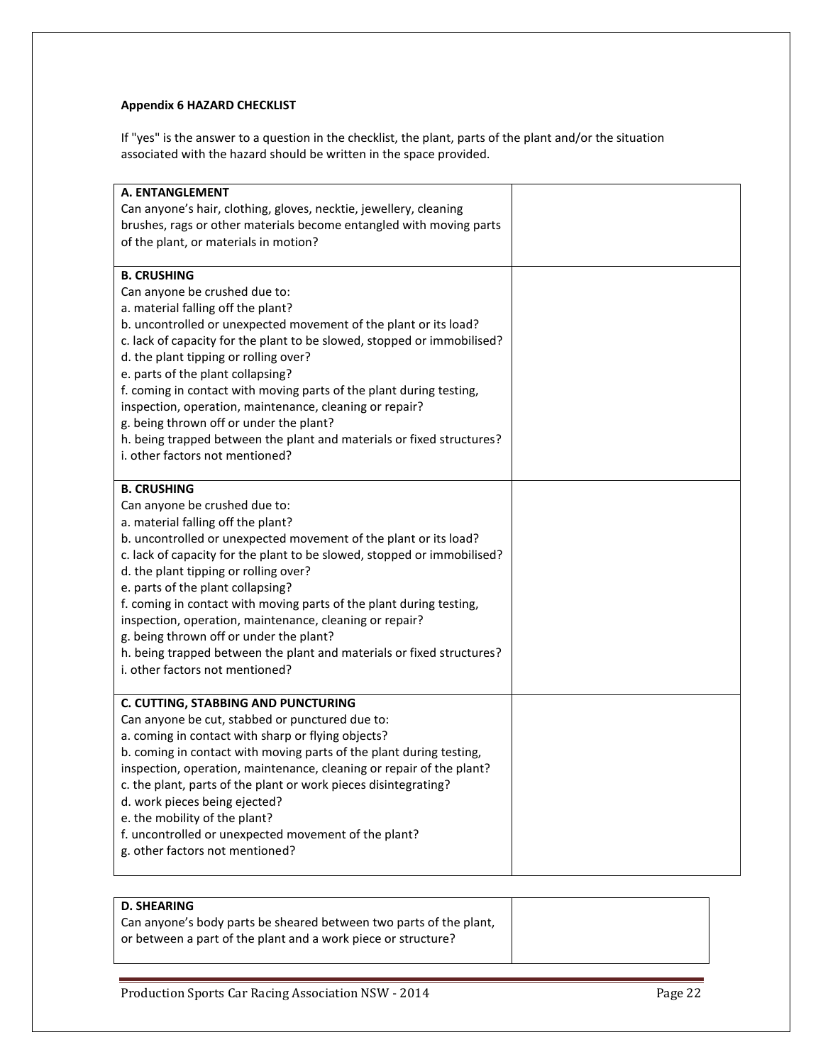**Appendix 6 HAZARD CHECKLIST**

If "yes" is the answer to a question in the checklist, the plant, parts of the plant and/or the situation associated with the hazard should be written in the space provided.

| | |
|---|---|
| **A. ENTANGLEMENT**<br>Can anyone's hair, clothing, gloves, necktie, jewellery, cleaning brushes, rags or other materials become entangled with moving parts of the plant, or materials in motion? | |
| **B. CRUSHING**<br>Can anyone be crushed due to:<br>a. material falling off the plant?<br>b. uncontrolled or unexpected movement of the plant or its load?<br>c. lack of capacity for the plant to be slowed, stopped or immobilised?<br>d. the plant tipping or rolling over?<br>e. parts of the plant collapsing?<br>f. coming in contact with moving parts of the plant during testing, inspection, operation, maintenance, cleaning or repair?<br>g. being thrown off or under the plant?<br>h. being trapped between the plant and materials or fixed structures?<br>i. other factors not mentioned? | |
| **B. CRUSHING**<br>Can anyone be crushed due to:<br>a. material falling off the plant?<br>b. uncontrolled or unexpected movement of the plant or its load?<br>c. lack of capacity for the plant to be slowed, stopped or immobilised?<br>d. the plant tipping or rolling over?<br>e. parts of the plant collapsing?<br>f. coming in contact with moving parts of the plant during testing, inspection, operation, maintenance, cleaning or repair?<br>g. being thrown off or under the plant?<br>h. being trapped between the plant and materials or fixed structures?<br>i. other factors not mentioned? | |
| **C. CUTTING, STABBING AND PUNCTURING**<br>Can anyone be cut, stabbed or punctured due to:<br>a. coming in contact with sharp or flying objects?<br>b. coming in contact with moving parts of the plant during testing, inspection, operation, maintenance, cleaning or repair of the plant?<br>c. the plant, parts of the plant or work pieces disintegrating?<br>d. work pieces being ejected?<br>e. the mobility of the plant?<br>f. uncontrolled or unexpected movement of the plant?<br>g. other factors not mentioned? | |

| | |
|---|---|
| **D. SHEARING**<br>Can anyone's body parts be sheared between two parts of the plant, or between a part of the plant and a work piece or structure? | |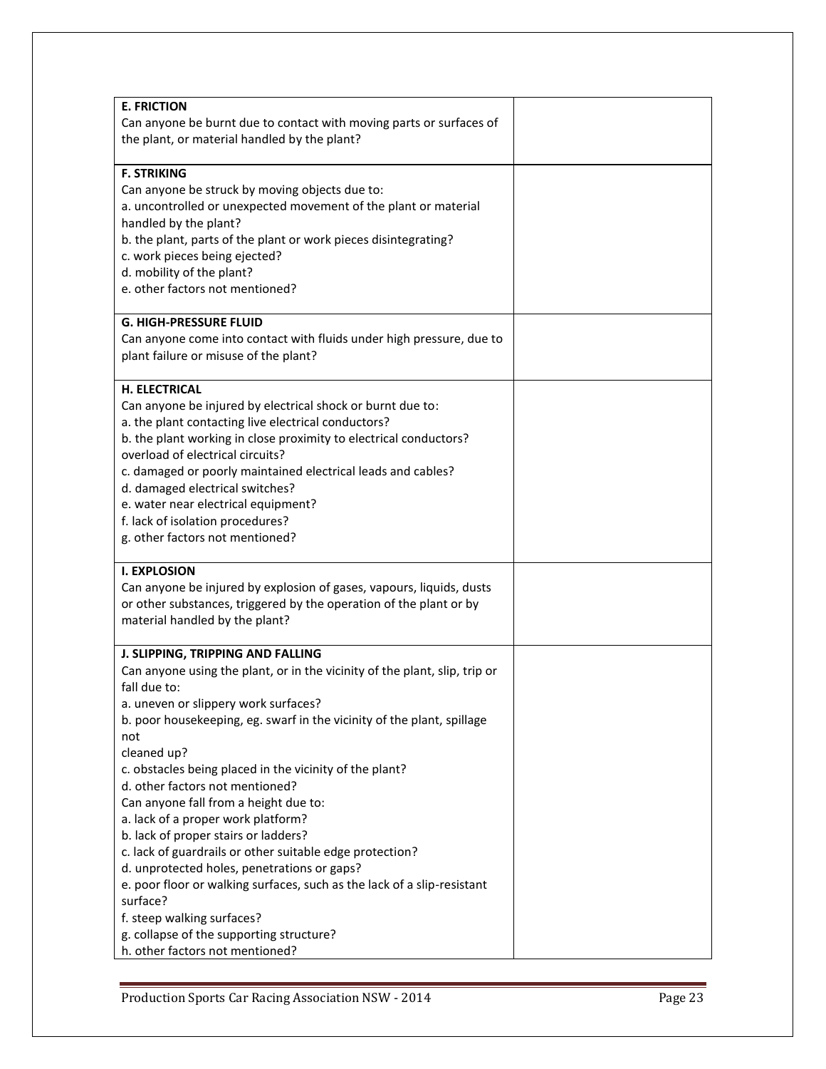| | |
|---|---|
| **E. FRICTION**<br>Can anyone be burnt due to contact with moving parts or surfaces of the plant, or material handled by the plant? | |
| **F. STRIKING**<br>Can anyone be struck by moving objects due to:<br>a. uncontrolled or unexpected movement of the plant or material handled by the plant?<br>b. the plant, parts of the plant or work pieces disintegrating?<br>c. work pieces being ejected?<br>d. mobility of the plant?<br>e. other factors not mentioned? | |
| **G. HIGH-PRESSURE FLUID**<br>Can anyone come into contact with fluids under high pressure, due to plant failure or misuse of the plant? | |
| **H. ELECTRICAL**<br>Can anyone be injured by electrical shock or burnt due to:<br>a. the plant contacting live electrical conductors?<br>b. the plant working in close proximity to electrical conductors? overload of electrical circuits?<br>c. damaged or poorly maintained electrical leads and cables?<br>d. damaged electrical switches?<br>e. water near electrical equipment?<br>f. lack of isolation procedures?<br>g. other factors not mentioned? | |
| **I. EXPLOSION**<br>Can anyone be injured by explosion of gases, vapours, liquids, dusts or other substances, triggered by the operation of the plant or by material handled by the plant? | |
| **J. SLIPPING, TRIPPING AND FALLING**<br>Can anyone using the plant, or in the vicinity of the plant, slip, trip or fall due to:<br>a. uneven or slippery work surfaces?<br>b. poor housekeeping, eg. swarf in the vicinity of the plant, spillage not<br>cleaned up?<br>c. obstacles being placed in the vicinity of the plant?<br>d. other factors not mentioned?<br>Can anyone fall from a height due to:<br>a. lack of a proper work platform?<br>b. lack of proper stairs or ladders?<br>c. lack of guardrails or other suitable edge protection?<br>d. unprotected holes, penetrations or gaps?<br>e. poor floor or walking surfaces, such as the lack of a slip-resistant surface?<br>f. steep walking surfaces?<br>g. collapse of the supporting structure?<br>h. other factors not mentioned? | |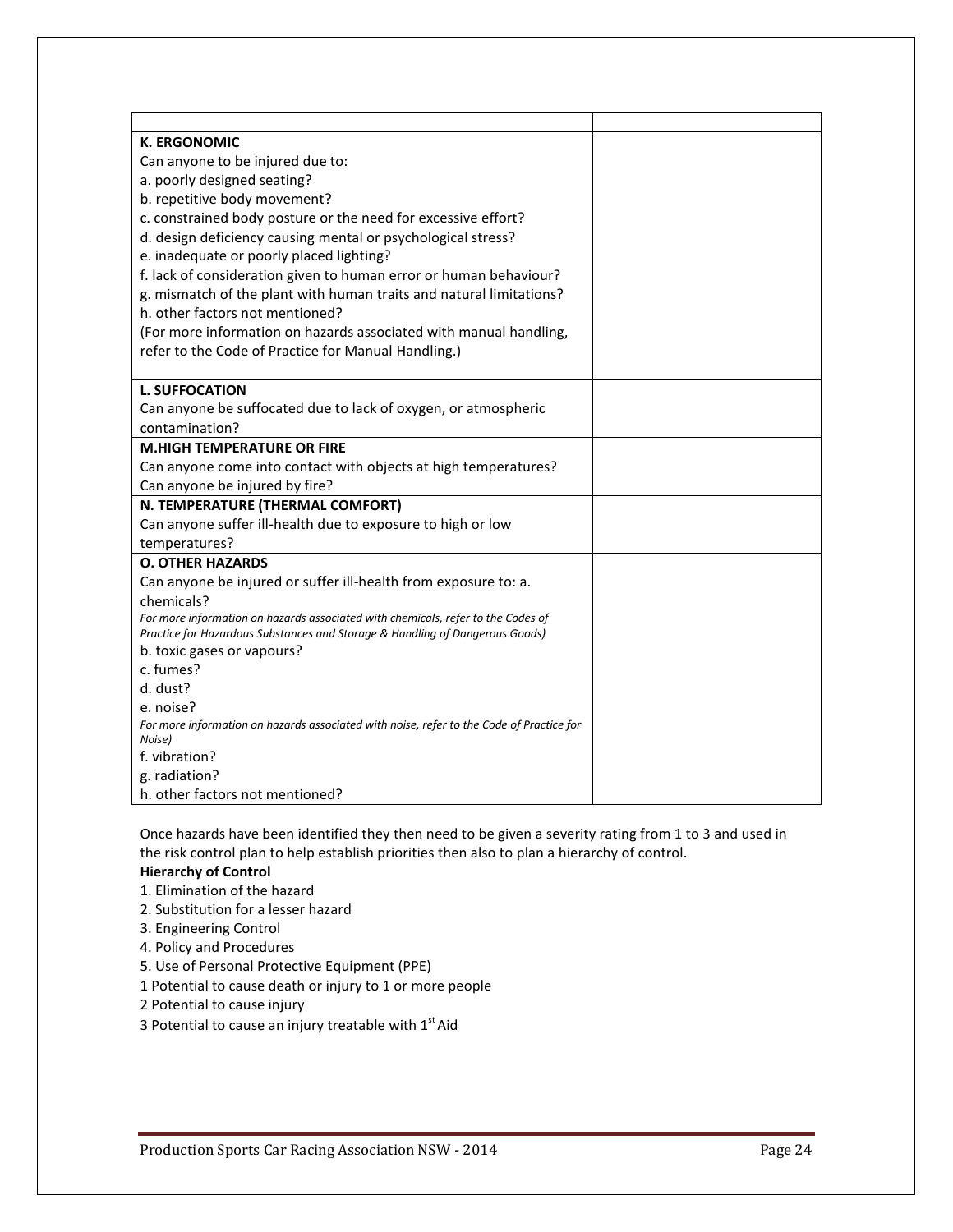| | |
|---|---|
| **K. ERGONOMIC**<br>Can anyone to be injured due to:<br>a. poorly designed seating?<br>b. repetitive body movement?<br>c. constrained body posture or the need for excessive effort?<br>d. design deficiency causing mental or psychological stress?<br>e. inadequate or poorly placed lighting?<br>f. lack of consideration given to human error or human behaviour?<br>g. mismatch of the plant with human traits and natural limitations?<br>h. other factors not mentioned?<br>(For more information on hazards associated with manual handling, refer to the Code of Practice for Manual Handling.) | |
| **L. SUFFOCATION**<br>Can anyone be suffocated due to lack of oxygen, or atmospheric contamination? | |
| **M.HIGH TEMPERATURE OR FIRE**<br>Can anyone come into contact with objects at high temperatures?<br>Can anyone be injured by fire? | |
| **N. TEMPERATURE (THERMAL COMFORT)**<br>Can anyone suffer ill-health due to exposure to high or low temperatures? | |
| **O. OTHER HAZARDS**<br>Can anyone be injured or suffer ill-health from exposure to: a. chemicals?<br>*For more information on hazards associated with chemicals, refer to the Codes of Practice for Hazardous Substances and Storage & Handling of Dangerous Goods)*<br>b. toxic gases or vapours?<br>c. fumes?<br>d. dust?<br>e. noise?<br>*For more information on hazards associated with noise, refer to the Code of Practice for Noise)*<br>f. vibration?<br>g. radiation?<br>h. other factors not mentioned? | |

Once hazards have been identified they then need to be given a severity rating from 1 to 3 and used in the risk control plan to help establish priorities then also to plan a hierarchy of control.

**Hierarchy of Control**

1. Elimination of the hazard
2. Substitution for a lesser hazard
3. Engineering Control
4. Policy and Procedures
5. Use of Personal Protective Equipment (PPE)

1 Potential to cause death or injury to 1 or more people

2 Potential to cause injury

3 Potential to cause an injury treatable with 1st Aid